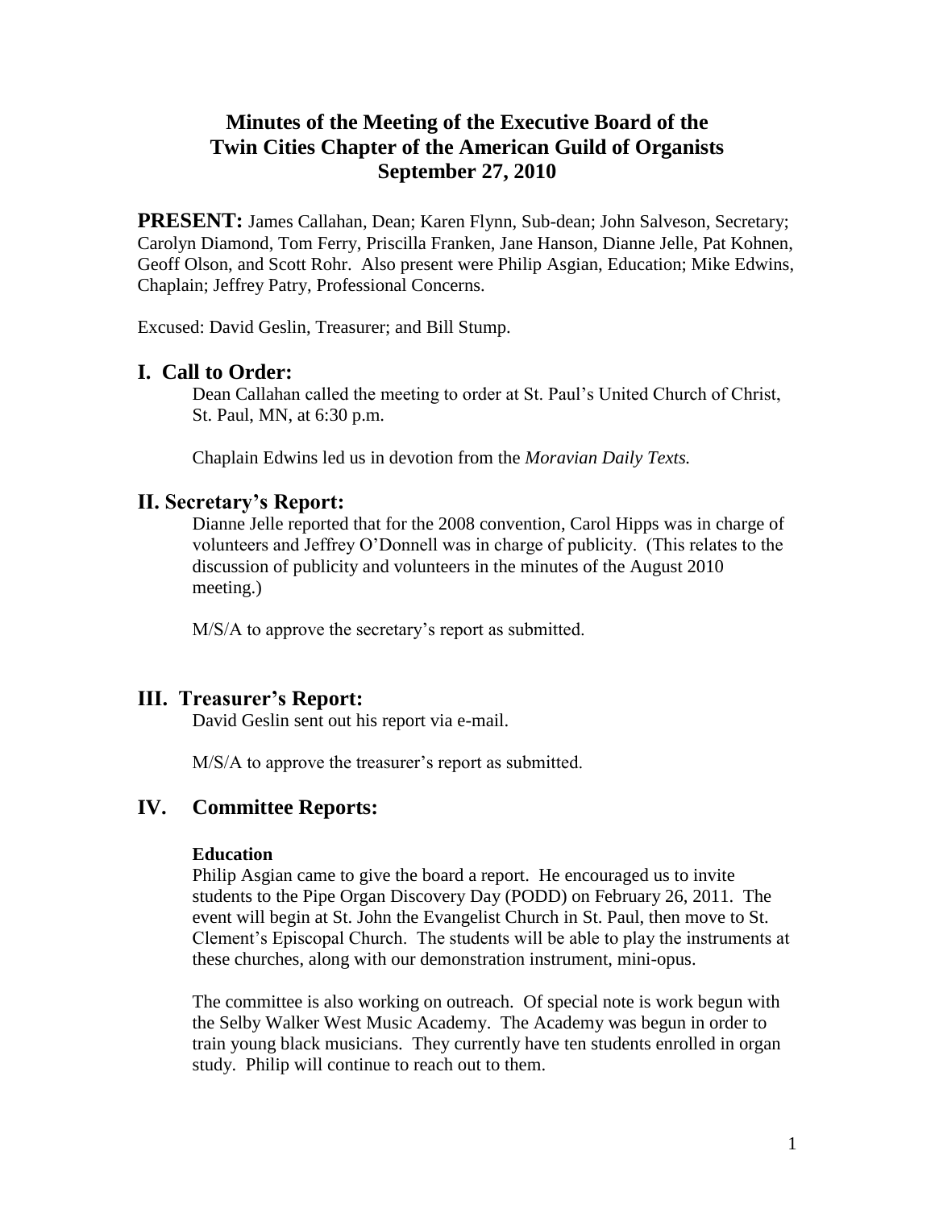# Minutes of the Meeting of the Executive Board of the Twin Cities Chapter of the American Guild of Organists September 27, 2010

**PRESENT:** James Callahan, Dean; Karen Flynn, Sub-dean; John Salveson, Secretary; Carolyn Diamond, Tom Ferry, Priscilla Franken, Jane Hanson, Dianne Jelle, Pat Kohnen, Geoff Olson, and Scott Rohr. Also present were Philip Asgian, Education; Mike Edwins, Chaplain; Jeffrey Patry, Professional Concerns.

Excused: David Geslin, Treasurer; and Bill Stump.

## I. Call to Order:

Dean Callahan called the meeting to order at St. Paul's United Church of Christ, St. Paul, MN, at 6:30 p.m.

Chaplain Edwins led us in devotion from the *Moravian Daily Texts.*

## II. Secretary's Report:

Dianne Jelle reported that for the 2008 convention, Carol Hipps was in charge of volunteers and Jeffrey O'Donnell was in charge of publicity. (This relates to the discussion of publicity and volunteers in the minutes of the August 2010 meeting.)

M/S/A to approve the secretary's report as submitted.

## III. Treasurer's Report:

David Geslin sent out his report via e-mail.

M/S/A to approve the treasurer's report as submitted.

## IV. Committee Reports:

### Education

Philip Asgian came to give the board a report. He encouraged us to invite students to the Pipe Organ Discovery Day (PODD) on February 26, 2011. The event will begin at St. John the Evangelist Church in St. Paul, then move to St. Clement's Episcopal Church. The students will be able to play the instruments at these churches, along with our demonstration instrument, mini-opus.

The committee is also working on outreach. Of special note is work begun with the Selby Walker West Music Academy. The Academy was begun in order to train young black musicians. They currently have ten students enrolled in organ study. Philip will continue to reach out to them.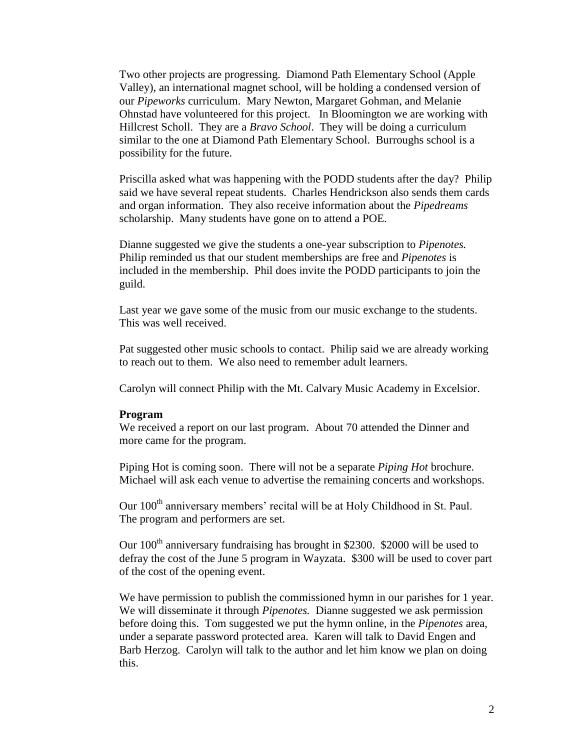Two other projects are progressing. Diamond Path Elementary School (Apple Valley), an international magnet school, will be holding a condensed version of our *Pipeworks* curriculum. Mary Newton, Margaret Gohman, and Melanie Ohnstad have volunteered for this project. In Bloomington we are working with Hillcrest Scholl. They are a *Bravo School*. They will be doing a curriculum similar to the one at Diamond Path Elementary School. Burroughs school is a possibility for the future.

Priscilla asked what was happening with the PODD students after the day? Philip said we have several repeat students. Charles Hendrickson also sends them cards and organ information. They also receive information about the *Pipedreams* scholarship. Many students have gone on to attend a POE.

Dianne suggested we give the students a one-year subscription to *Pipenotes.* Philip reminded us that our student memberships are free and *Pipenotes* is included in the membership. Phil does invite the PODD participants to join the guild.

Last year we gave some of the music from our music exchange to the students. This was well received.

Pat suggested other music schools to contact. Philip said we are already working to reach out to them. We also need to remember adult learners.

Carolyn will connect Philip with the Mt. Calvary Music Academy in Excelsior.

**Program**

We received a report on our last program. About 70 attended the Dinner and more came for the program.

Piping Hot is coming soon. There will not be a separate *Piping Hot* brochure. Michael will ask each venue to advertise the remaining concerts and workshops.

Our 100th anniversary members' recital will be at Holy Childhood in St. Paul. The program and performers are set.

Our 100th anniversary fundraising has brought in $2300. $2000 will be used to defray the cost of the June 5 program in Wayzata. $300 will be used to cover part of the cost of the opening event.

We have permission to publish the commissioned hymn in our parishes for 1 year. We will disseminate it through *Pipenotes.* Dianne suggested we ask permission before doing this. Tom suggested we put the hymn online, in the *Pipenotes* area, under a separate password protected area. Karen will talk to David Engen and Barb Herzog. Carolyn will talk to the author and let him know we plan on doing this.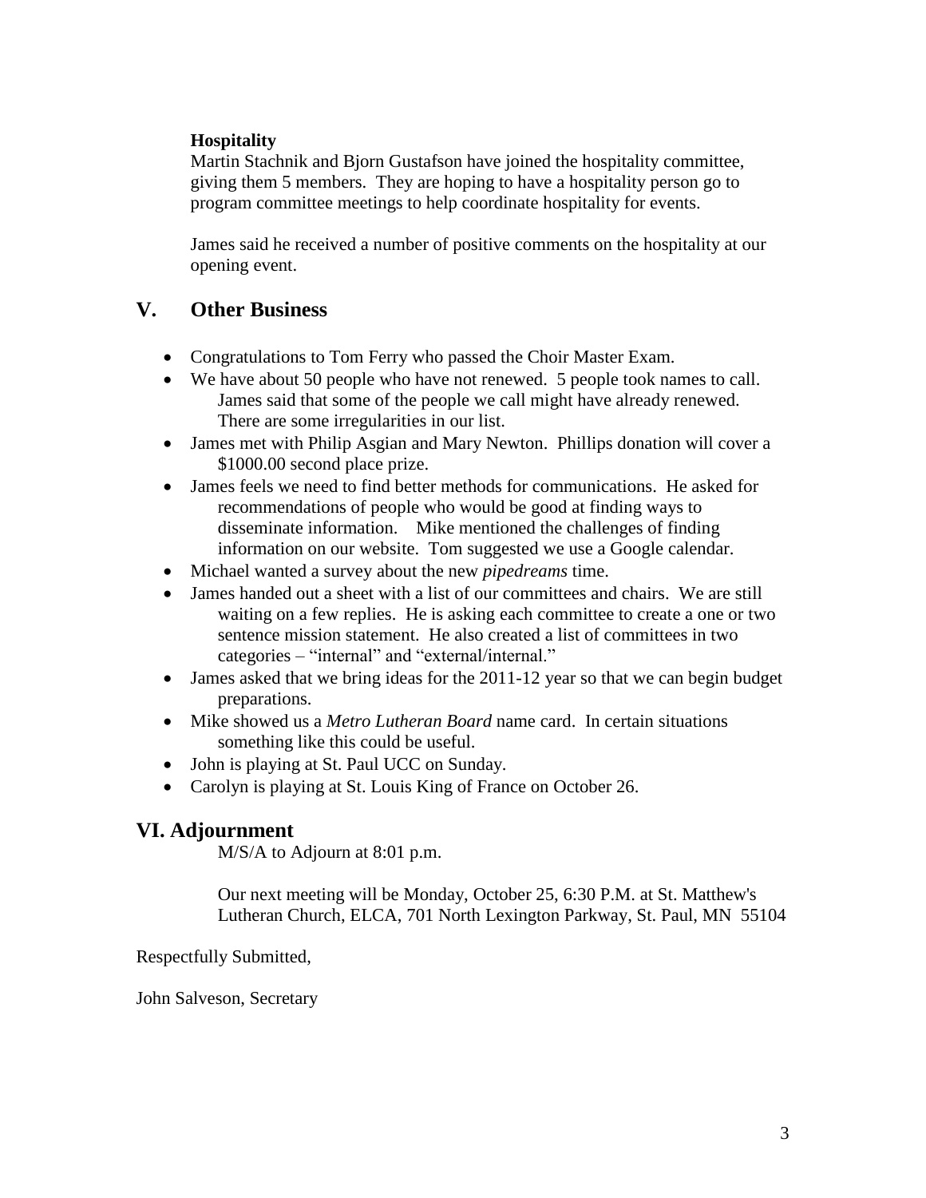**Hospitality**

Martin Stachnik and Bjorn Gustafson have joined the hospitality committee, giving them 5 members. They are hoping to have a hospitality person go to program committee meetings to help coordinate hospitality for events.

James said he received a number of positive comments on the hospitality at our opening event.

## V. Other Business

- Congratulations to Tom Ferry who passed the Choir Master Exam.
- We have about 50 people who have not renewed. 5 people took names to call. James said that some of the people we call might have already renewed. There are some irregularities in our list.
- James met with Philip Asgian and Mary Newton. Phillips donation will cover a $1000.00 second place prize.
- James feels we need to find better methods for communications. He asked for recommendations of people who would be good at finding ways to disseminate information. Mike mentioned the challenges of finding information on our website. Tom suggested we use a Google calendar.
- Michael wanted a survey about the new *pipedreams* time.
- James handed out a sheet with a list of our committees and chairs. We are still waiting on a few replies. He is asking each committee to create a one or two sentence mission statement. He also created a list of committees in two categories – "internal" and "external/internal."
- James asked that we bring ideas for the 2011-12 year so that we can begin budget preparations.
- Mike showed us a *Metro Lutheran Board* name card. In certain situations something like this could be useful.
- John is playing at St. Paul UCC on Sunday.
- Carolyn is playing at St. Louis King of France on October 26.

## VI. Adjournment

M/S/A to Adjourn at 8:01 p.m.

Our next meeting will be Monday, October 25, 6:30 P.M. at St. Matthew's Lutheran Church, ELCA, 701 North Lexington Parkway, St. Paul, MN 55104

Respectfully Submitted,

John Salveson, Secretary